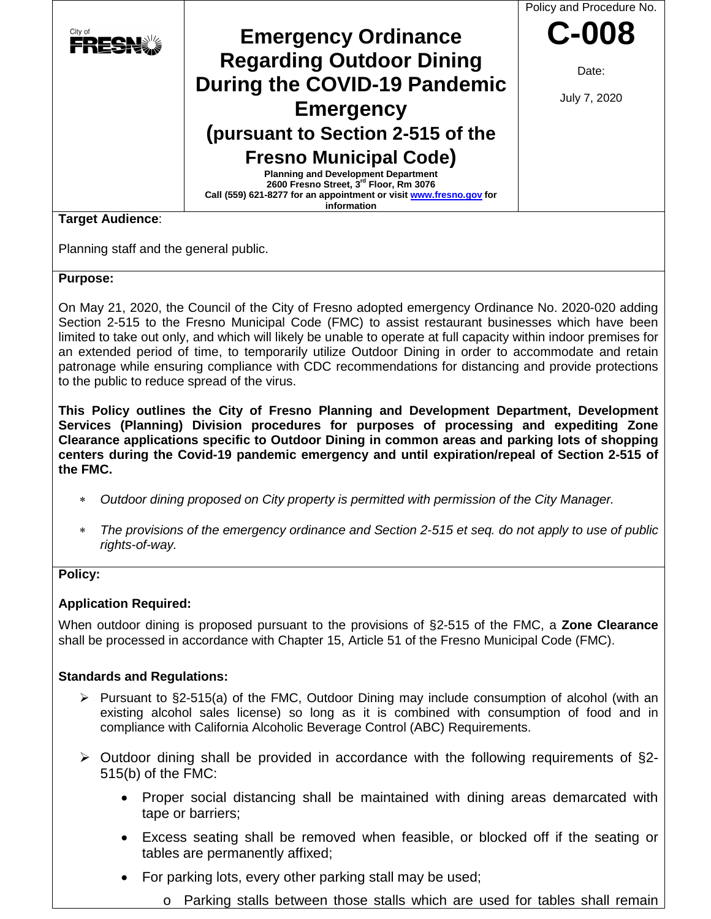City of FRESNO

# Emergency Ordinance Regarding Outdoor Dining During the COVID-19 Pandemic Emergency (pursuant to Section 2-515 of the Fresno Municipal Code)

**Planning and Development Department**
**2600 Fresno Street, 3rd Floor, Rm 3076**
**Call (559) 621-8277 for an appointment or visit [www.fresno.gov](http://www.fresno.gov) for information**

Policy and Procedure No.

**C-008**

Date:

July 7, 2020

**Target Audience**:

Planning staff and the general public.

**Purpose:**

On May 21, 2020, the Council of the City of Fresno adopted emergency Ordinance No. 2020-020 adding Section 2-515 to the Fresno Municipal Code (FMC) to assist restaurant businesses which have been limited to take out only, and which will likely be unable to operate at full capacity within indoor premises for an extended period of time, to temporarily utilize Outdoor Dining in order to accommodate and retain patronage while ensuring compliance with CDC recommendations for distancing and provide protections to the public to reduce spread of the virus.

**This Policy outlines the City of Fresno Planning and Development Department, Development Services (Planning) Division procedures for purposes of processing and expediting Zone Clearance applications specific to Outdoor Dining in common areas and parking lots of shopping centers during the Covid-19 pandemic emergency and until expiration/repeal of Section 2-515 of the FMC.**

- *Outdoor dining proposed on City property is permitted with permission of the City Manager.*
- *The provisions of the emergency ordinance and Section 2-515 et seq. do not apply to use of public rights-of-way.*

**Policy:**

**Application Required:**

When outdoor dining is proposed pursuant to the provisions of §2-515 of the FMC, a **Zone Clearance** shall be processed in accordance with Chapter 15, Article 51 of the Fresno Municipal Code (FMC).

**Standards and Regulations:**

- Pursuant to §2-515(a) of the FMC, Outdoor Dining may include consumption of alcohol (with an existing alcohol sales license) so long as it is combined with consumption of food and in compliance with California Alcoholic Beverage Control (ABC) Requirements.
- Outdoor dining shall be provided in accordance with the following requirements of §2-515(b) of the FMC:
  - Proper social distancing shall be maintained with dining areas demarcated with tape or barriers;
  - Excess seating shall be removed when feasible, or blocked off if the seating or tables are permanently affixed;
  - For parking lots, every other parking stall may be used;
    - Parking stalls between those stalls which are used for tables shall remain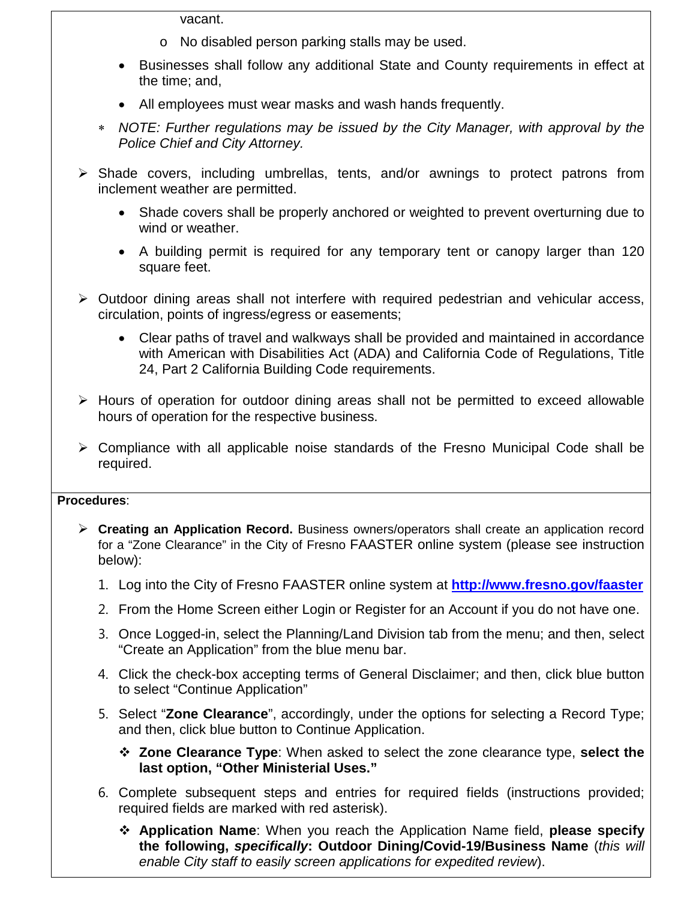vacant.

    - No disabled person parking stalls may be used.

- Businesses shall follow any additional State and County requirements in effect at the time; and,
- All employees must wear masks and wash hands frequently.

* *NOTE: Further regulations may be issued by the City Manager, with approval by the Police Chief and City Attorney.*

- Shade covers, including umbrellas, tents, and/or awnings to protect patrons from inclement weather are permitted.
    - Shade covers shall be properly anchored or weighted to prevent overturning due to wind or weather.
    - A building permit is required for any temporary tent or canopy larger than 120 square feet.
- Outdoor dining areas shall not interfere with required pedestrian and vehicular access, circulation, points of ingress/egress or easements;
    - Clear paths of travel and walkways shall be provided and maintained in accordance with American with Disabilities Act (ADA) and California Code of Regulations, Title 24, Part 2 California Building Code requirements.
- Hours of operation for outdoor dining areas shall not be permitted to exceed allowable hours of operation for the respective business.
- Compliance with all applicable noise standards of the Fresno Municipal Code shall be required.

**Procedures**:

- **Creating an Application Record.** Business owners/operators shall create an application record for a "Zone Clearance" in the City of Fresno FAASTER online system (please see instruction below):

    1. Log into the City of Fresno FAASTER online system at **http://www.fresno.gov/faaster**
    2. From the Home Screen either Login or Register for an Account if you do not have one.
    3. Once Logged-in, select the Planning/Land Division tab from the menu; and then, select "Create an Application" from the blue menu bar.
    4. Click the check-box accepting terms of General Disclaimer; and then, click blue button to select "Continue Application"
    5. Select "**Zone Clearance**", accordingly, under the options for selecting a Record Type; and then, click blue button to Continue Application.
        - **Zone Clearance Type**: When asked to select the zone clearance type, **select the last option, "Other Ministerial Uses."**
    6. Complete subsequent steps and entries for required fields (instructions provided; required fields are marked with red asterisk).
        - **Application Name**: When you reach the Application Name field, **please specify the following, *specifically*: Outdoor Dining/Covid-19/Business Name** (*this will enable City staff to easily screen applications for expedited review*).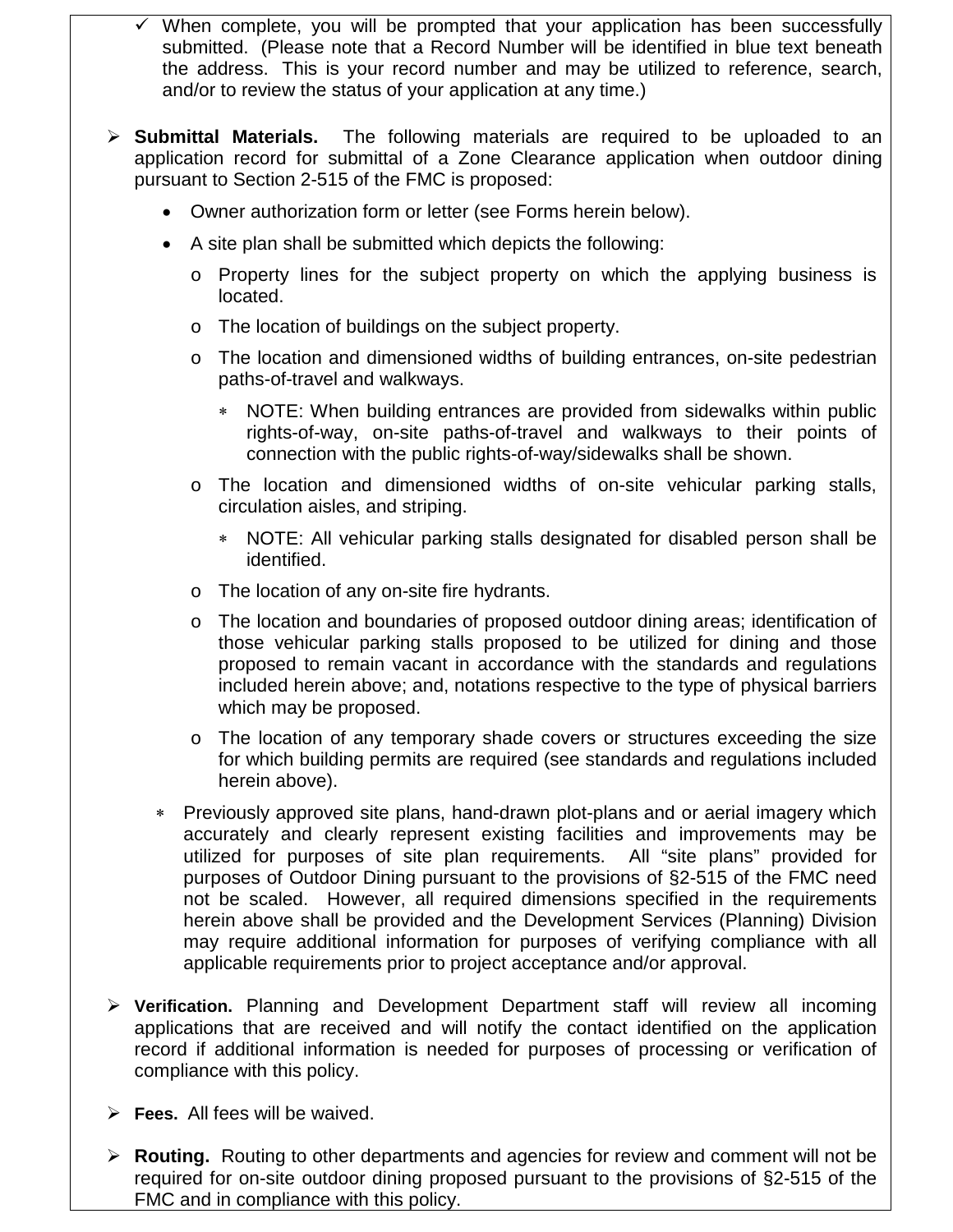- ✓ When complete, you will be prompted that your application has been successfully submitted. (Please note that a Record Number will be identified in blue text beneath the address. This is your record number and may be utilized to reference, search, and/or to review the status of your application at any time.)

- **Submittal Materials.** The following materials are required to be uploaded to an application record for submittal of a Zone Clearance application when outdoor dining pursuant to Section 2-515 of the FMC is proposed:
  - Owner authorization form or letter (see Forms herein below).
  - A site plan shall be submitted which depicts the following:
    - Property lines for the subject property on which the applying business is located.
    - The location of buildings on the subject property.
    - The location and dimensioned widths of building entrances, on-site pedestrian paths-of-travel and walkways.
      - NOTE: When building entrances are provided from sidewalks within public rights-of-way, on-site paths-of-travel and walkways to their points of connection with the public rights-of-way/sidewalks shall be shown.
    - The location and dimensioned widths of on-site vehicular parking stalls, circulation aisles, and striping.
      - NOTE: All vehicular parking stalls designated for disabled person shall be identified.
    - The location of any on-site fire hydrants.
    - The location and boundaries of proposed outdoor dining areas; identification of those vehicular parking stalls proposed to be utilized for dining and those proposed to remain vacant in accordance with the standards and regulations included herein above; and, notations respective to the type of physical barriers which may be proposed.
    - The location of any temporary shade covers or structures exceeding the size for which building permits are required (see standards and regulations included herein above).
  - Previously approved site plans, hand-drawn plot-plans and or aerial imagery which accurately and clearly represent existing facilities and improvements may be utilized for purposes of site plan requirements. All "site plans" provided for purposes of Outdoor Dining pursuant to the provisions of §2-515 of the FMC need not be scaled. However, all required dimensions specified in the requirements herein above shall be provided and the Development Services (Planning) Division may require additional information for purposes of verifying compliance with all applicable requirements prior to project acceptance and/or approval.

- **Verification.** Planning and Development Department staff will review all incoming applications that are received and will notify the contact identified on the application record if additional information is needed for purposes of processing or verification of compliance with this policy.

- **Fees.** All fees will be waived.

- **Routing.** Routing to other departments and agencies for review and comment will not be required for on-site outdoor dining proposed pursuant to the provisions of §2-515 of the FMC and in compliance with this policy.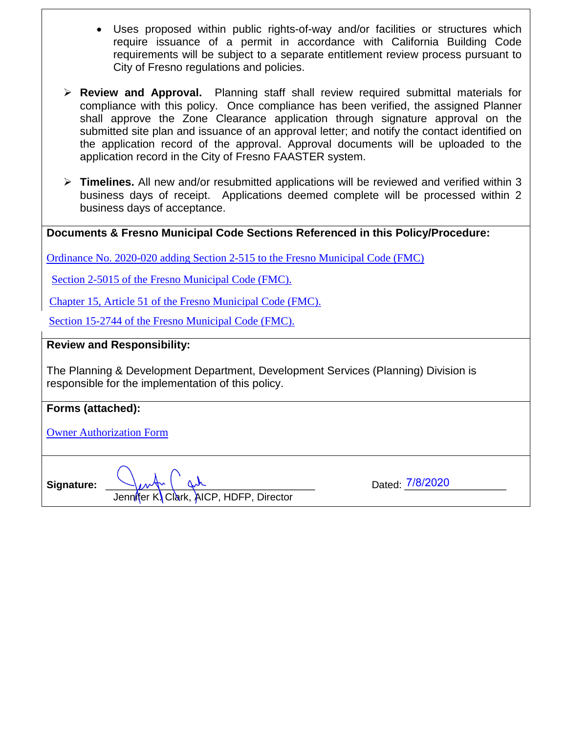- Uses proposed within public rights-of-way and/or facilities or structures which require issuance of a permit in accordance with California Building Code requirements will be subject to a separate entitlement review process pursuant to City of Fresno regulations and policies.

➢ **Review and Approval.** Planning staff shall review required submittal materials for compliance with this policy. Once compliance has been verified, the assigned Planner shall approve the Zone Clearance application through signature approval on the submitted site plan and issuance of an approval letter; and notify the contact identified on the application record of the approval. Approval documents will be uploaded to the application record in the City of Fresno FAASTER system.

➢ **Timelines.** All new and/or resubmitted applications will be reviewed and verified within 3 business days of receipt. Applications deemed complete will be processed within 2 business days of acceptance.

**Documents & Fresno Municipal Code Sections Referenced in this Policy/Procedure:**

Ordinance No. 2020-020 adding Section 2-515 to the Fresno Municipal Code (FMC)

Section 2-5015 of the Fresno Municipal Code (FMC).

Chapter 15, Article 51 of the Fresno Municipal Code (FMC).

Section 15-2744 of the Fresno Municipal Code (FMC).

**Review and Responsibility:**

The Planning & Development Department, Development Services (Planning) Division is responsible for the implementation of this policy.

**Forms (attached):**

Owner Authorization Form

**Signature:** ______________________________
Jennifer K. Clark, AICP, HDFP, Director

Dated: 7/8/2020